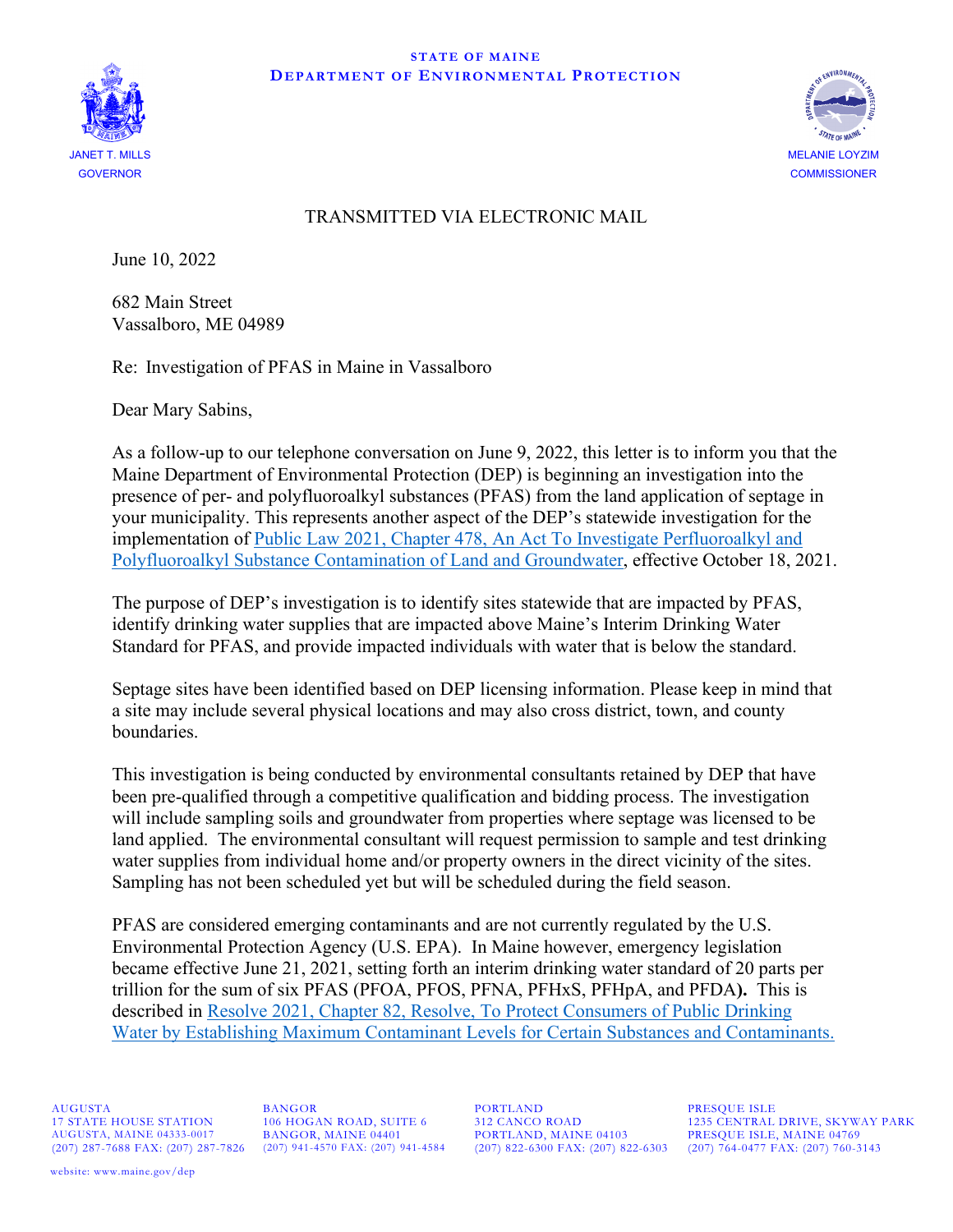STATE OF MAINE
DEPARTMENT OF ENVIRONMENTAL PROTECTION

JANET T. MILLS
GOVERNOR

MELANIE LOYZIM
COMMISSIONER

TRANSMITTED VIA ELECTRONIC MAIL

June 10, 2022

682 Main Street
Vassalboro, ME 04989

Re: Investigation of PFAS in Maine in Vassalboro

Dear Mary Sabins,

As a follow-up to our telephone conversation on June 9, 2022, this letter is to inform you that the Maine Department of Environmental Protection (DEP) is beginning an investigation into the presence of per- and polyfluoroalkyl substances (PFAS) from the land application of septage in your municipality. This represents another aspect of the DEP's statewide investigation for the implementation of Public Law 2021, Chapter 478, An Act To Investigate Perfluoroalkyl and Polyfluoroalkyl Substance Contamination of Land and Groundwater, effective October 18, 2021.

The purpose of DEP's investigation is to identify sites statewide that are impacted by PFAS, identify drinking water supplies that are impacted above Maine's Interim Drinking Water Standard for PFAS, and provide impacted individuals with water that is below the standard.

Septage sites have been identified based on DEP licensing information. Please keep in mind that a site may include several physical locations and may also cross district, town, and county boundaries.

This investigation is being conducted by environmental consultants retained by DEP that have been pre-qualified through a competitive qualification and bidding process. The investigation will include sampling soils and groundwater from properties where septage was licensed to be land applied. The environmental consultant will request permission to sample and test drinking water supplies from individual home and/or property owners in the direct vicinity of the sites. Sampling has not been scheduled yet but will be scheduled during the field season.

PFAS are considered emerging contaminants and are not currently regulated by the U.S. Environmental Protection Agency (U.S. EPA). In Maine however, emergency legislation became effective June 21, 2021, setting forth an interim drinking water standard of 20 parts per trillion for the sum of six PFAS (PFOA, PFOS, PFNA, PFHxS, PFHpA, and PFDA**).** This is described in Resolve 2021, Chapter 82, Resolve, To Protect Consumers of Public Drinking Water by Establishing Maximum Contaminant Levels for Certain Substances and Contaminants.

AUGUSTA
17 STATE HOUSE STATION
AUGUSTA, MAINE 04333-0017
(207) 287-7688 FAX: (207) 287-7826

BANGOR
106 HOGAN ROAD, SUITE 6
BANGOR, MAINE 04401
(207) 941-4570 FAX: (207) 941-4584

PORTLAND
312 CANCO ROAD
PORTLAND, MAINE 04103
(207) 822-6300 FAX: (207) 822-6303

PRESQUE ISLE
1235 CENTRAL DRIVE, SKYWAY PARK
PRESQUE ISLE, MAINE 04769
(207) 764-0477 FAX: (207) 760-3143

website: www.maine.gov/dep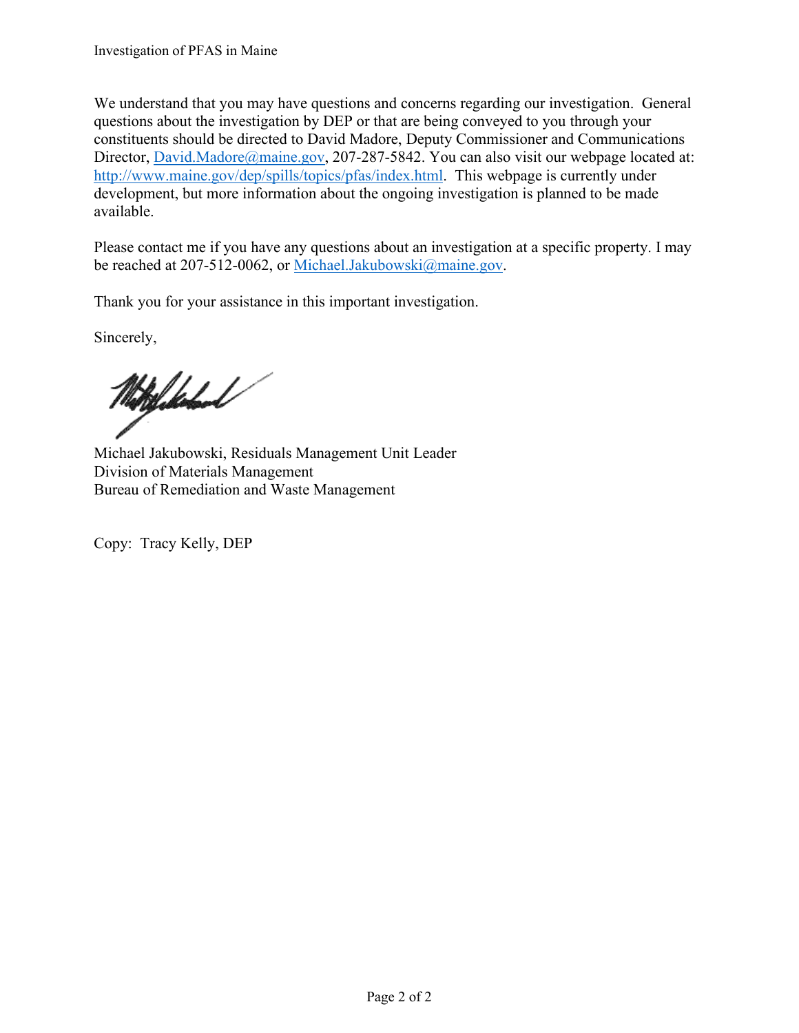We understand that you may have questions and concerns regarding our investigation. General questions about the investigation by DEP or that are being conveyed to you through your constituents should be directed to David Madore, Deputy Commissioner and Communications Director, David.Madore@maine.gov, 207-287-5842. You can also visit our webpage located at: http://www.maine.gov/dep/spills/topics/pfas/index.html. This webpage is currently under development, but more information about the ongoing investigation is planned to be made available.

Please contact me if you have any questions about an investigation at a specific property. I may be reached at 207-512-0062, or Michael.Jakubowski@maine.gov.

Thank you for your assistance in this important investigation.

Sincerely,

Michael Jakubowski, Residuals Management Unit Leader
Division of Materials Management
Bureau of Remediation and Waste Management

Copy: Tracy Kelly, DEP